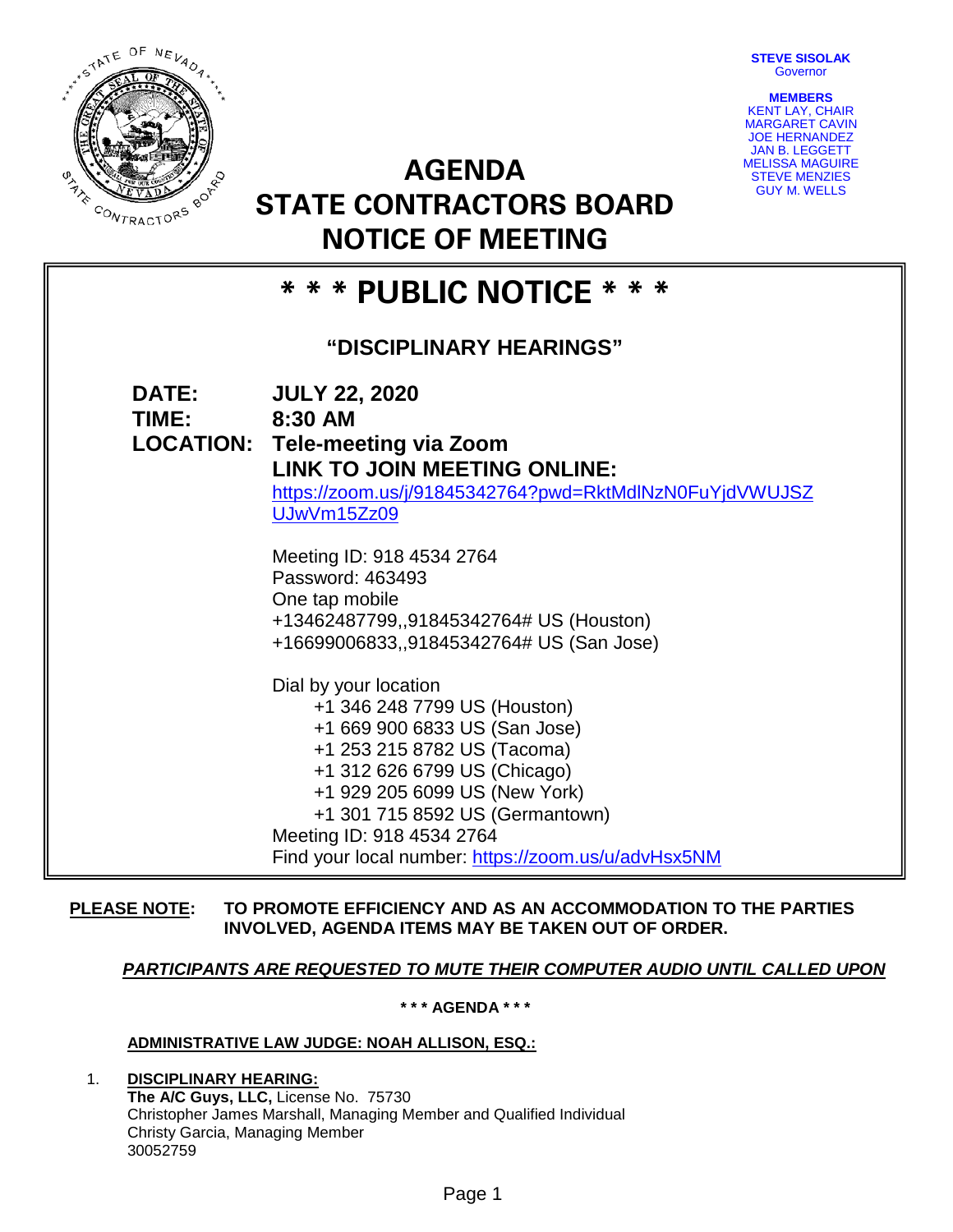**STEVE SISOLAK**
Governor

**MEMBERS**
KENT LAY, CHAIR
MARGARET CAVIN
JOE HERNANDEZ
JAN B. LEGGETT
MELISSA MAGUIRE
STEVE MENZIES
GUY M. WELLS

# AGENDA
# STATE CONTRACTORS BOARD
# NOTICE OF MEETING

## * * * PUBLIC NOTICE * * *

### "DISCIPLINARY HEARINGS"

**DATE:** **JULY 22, 2020**
**TIME:** **8:30 AM**
**LOCATION:** **Tele-meeting via Zoom**
**LINK TO JOIN MEETING ONLINE:**
https://zoom.us/j/91845342764?pwd=RktMdlNzN0FuYjdVWUJSZUJwVm15Zz09

Meeting ID: 918 4534 2764
Password: 463493
One tap mobile
+13462487799,,91845342764# US (Houston)
+16699006833,,91845342764# US (San Jose)

Dial by your location
+1 346 248 7799 US (Houston)
+1 669 900 6833 US (San Jose)
+1 253 215 8782 US (Tacoma)
+1 312 626 6799 US (Chicago)
+1 929 205 6099 US (New York)
+1 301 715 8592 US (Germantown)
Meeting ID: 918 4534 2764
Find your local number: https://zoom.us/u/advHsx5NM

**PLEASE NOTE:** **TO PROMOTE EFFICIENCY AND AS AN ACCOMMODATION TO THE PARTIES INVOLVED, AGENDA ITEMS MAY BE TAKEN OUT OF ORDER.**

***PARTICIPANTS ARE REQUESTED TO MUTE THEIR COMPUTER AUDIO UNTIL CALLED UPON***

**\* \* \* AGENDA \* \* \***

**ADMINISTRATIVE LAW JUDGE: NOAH ALLISON, ESQ.:**

1. **DISCIPLINARY HEARING:**
   **The A/C Guys, LLC,** License No. 75730
   Christopher James Marshall, Managing Member and Qualified Individual
   Christy Garcia, Managing Member
   30052759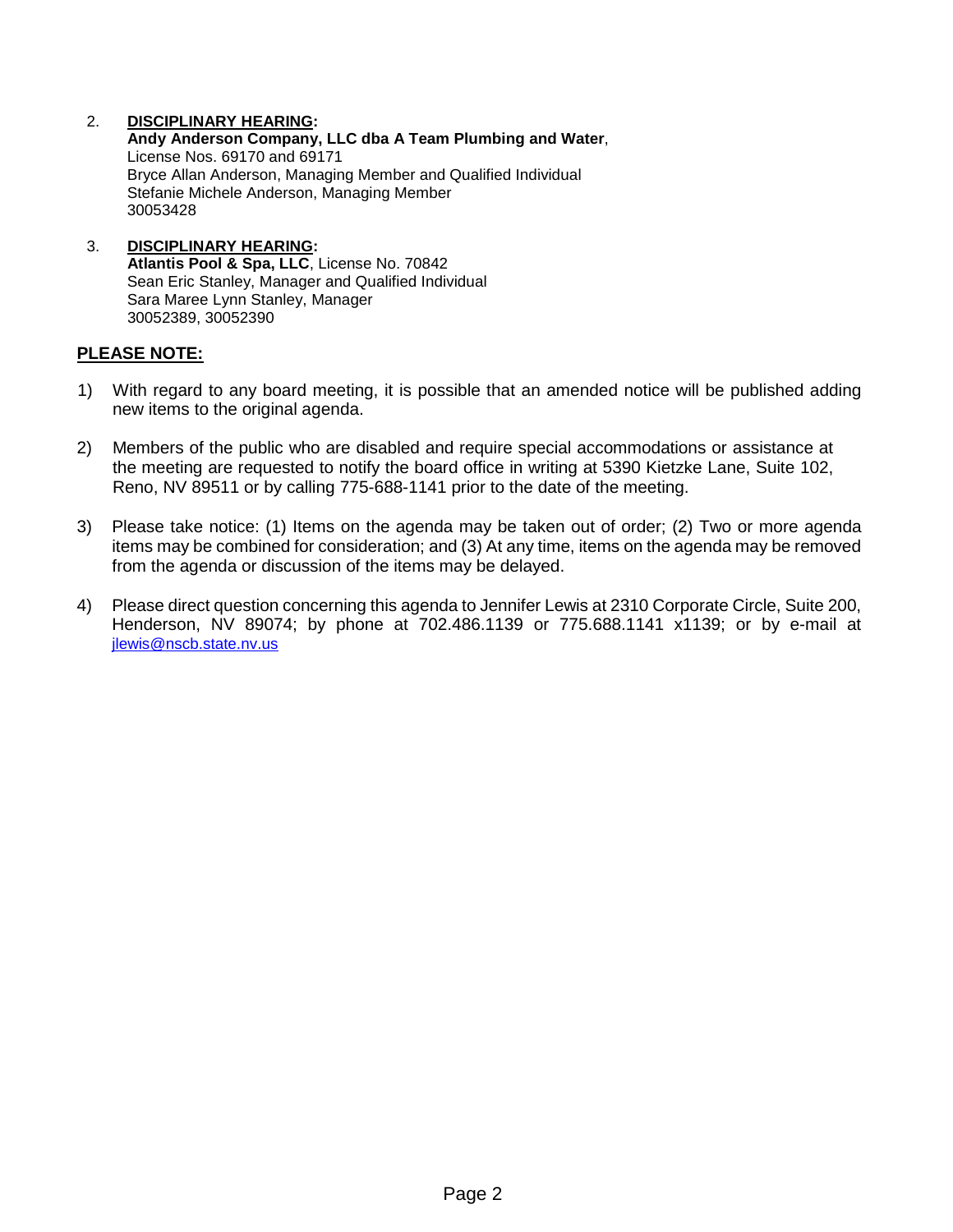2. **DISCIPLINARY HEARING:**
   **Andy Anderson Company, LLC dba A Team Plumbing and Water**,
   License Nos. 69170 and 69171
   Bryce Allan Anderson, Managing Member and Qualified Individual
   Stefanie Michele Anderson, Managing Member
   30053428

3. **DISCIPLINARY HEARING:**
   **Atlantis Pool & Spa, LLC**, License No. 70842
   Sean Eric Stanley, Manager and Qualified Individual
   Sara Maree Lynn Stanley, Manager
   30052389, 30052390

**PLEASE NOTE:**

1) With regard to any board meeting, it is possible that an amended notice will be published adding new items to the original agenda.

2) Members of the public who are disabled and require special accommodations or assistance at the meeting are requested to notify the board office in writing at 5390 Kietzke Lane, Suite 102, Reno, NV 89511 or by calling 775-688-1141 prior to the date of the meeting.

3) Please take notice: (1) Items on the agenda may be taken out of order; (2) Two or more agenda items may be combined for consideration; and (3) At any time, items on the agenda may be removed from the agenda or discussion of the items may be delayed.

4) Please direct question concerning this agenda to Jennifer Lewis at 2310 Corporate Circle, Suite 200, Henderson, NV 89074; by phone at 702.486.1139 or 775.688.1141 x1139; or by e-mail at jlewis@nscb.state.nv.us